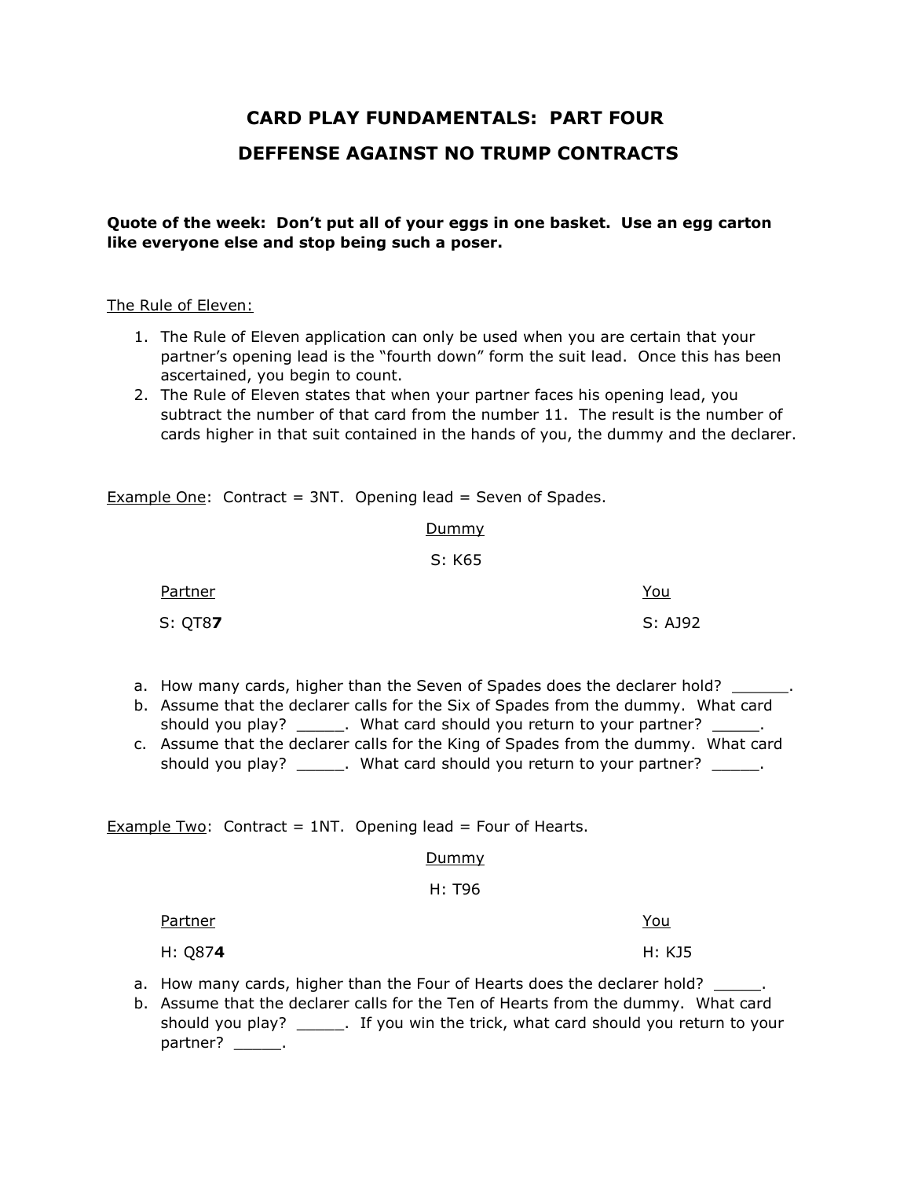# CARD PLAY FUNDAMENTALS: PART FOUR

## DEFFENSE AGAINST NO TRUMP CONTRACTS

**Quote of the week: Don't put all of your eggs in one basket. Use an egg carton like everyone else and stop being such a poser.**

The Rule of Eleven:

1. The Rule of Eleven application can only be used when you are certain that your partner's opening lead is the "fourth down" form the suit lead. Once this has been ascertained, you begin to count.
2. The Rule of Eleven states that when your partner faces his opening lead, you subtract the number of that card from the number 11. The result is the number of cards higher in that suit contained in the hands of you, the dummy and the declarer.

Example One: Contract = 3NT. Opening lead = Seven of Spades.

Dummy

S: K65

Partner

S: QT8**7**

You

S: AJ92

a. How many cards, higher than the Seven of Spades does the declarer hold? ______.
b. Assume that the declarer calls for the Six of Spades from the dummy. What card should you play? _____. What card should you return to your partner? _____.
c. Assume that the declarer calls for the King of Spades from the dummy. What card should you play? _____. What card should you return to your partner? _____.

Example Two: Contract = 1NT. Opening lead = Four of Hearts.

Dummy

H: T96

Partner

H: Q87**4**

You

H: KJ5

a. How many cards, higher than the Four of Hearts does the declarer hold? _____.
b. Assume that the declarer calls for the Ten of Hearts from the dummy. What card should you play? _____. If you win the trick, what card should you return to your partner? _____.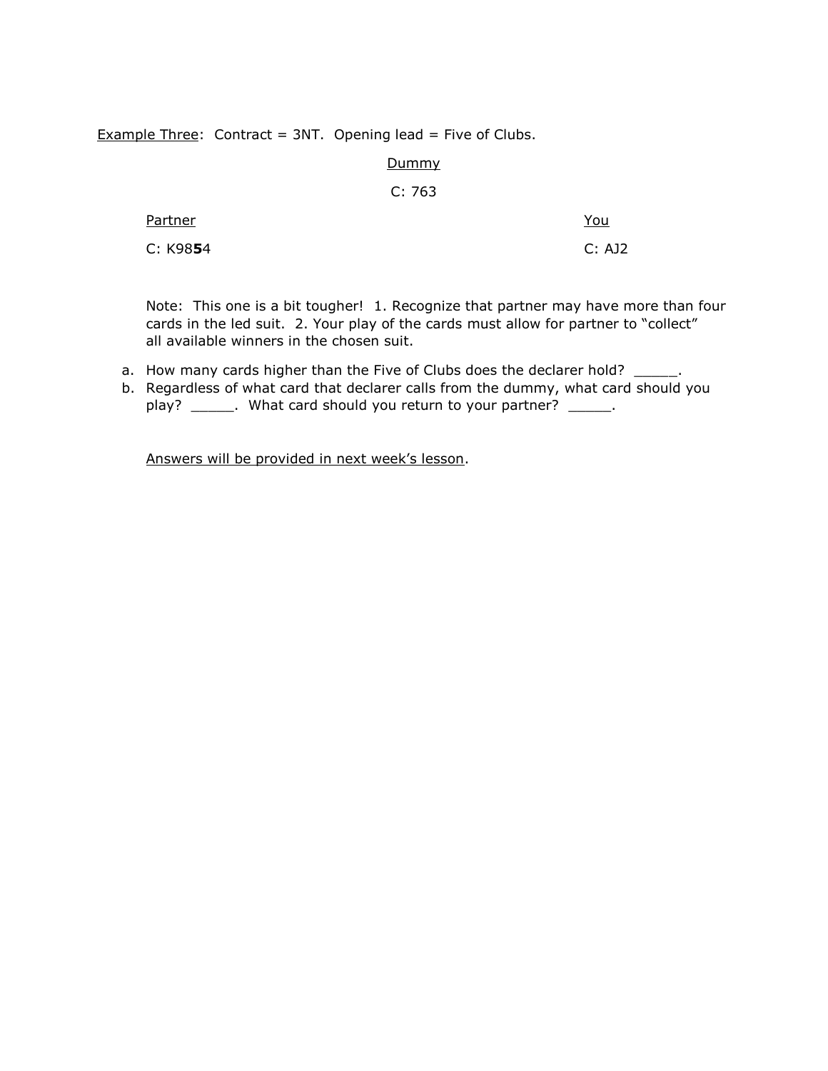Example Three: Contract = 3NT. Opening lead = Five of Clubs.

Dummy

C: 763

Partner

C: K98**5**4

You

C: AJ2

Note: This one is a bit tougher! 1. Recognize that partner may have more than four cards in the led suit. 2. Your play of the cards must allow for partner to "collect" all available winners in the chosen suit.

a. How many cards higher than the Five of Clubs does the declarer hold? _____.
b. Regardless of what card that declarer calls from the dummy, what card should you play? _____. What card should you return to your partner? _____.

Answers will be provided in next week's lesson.